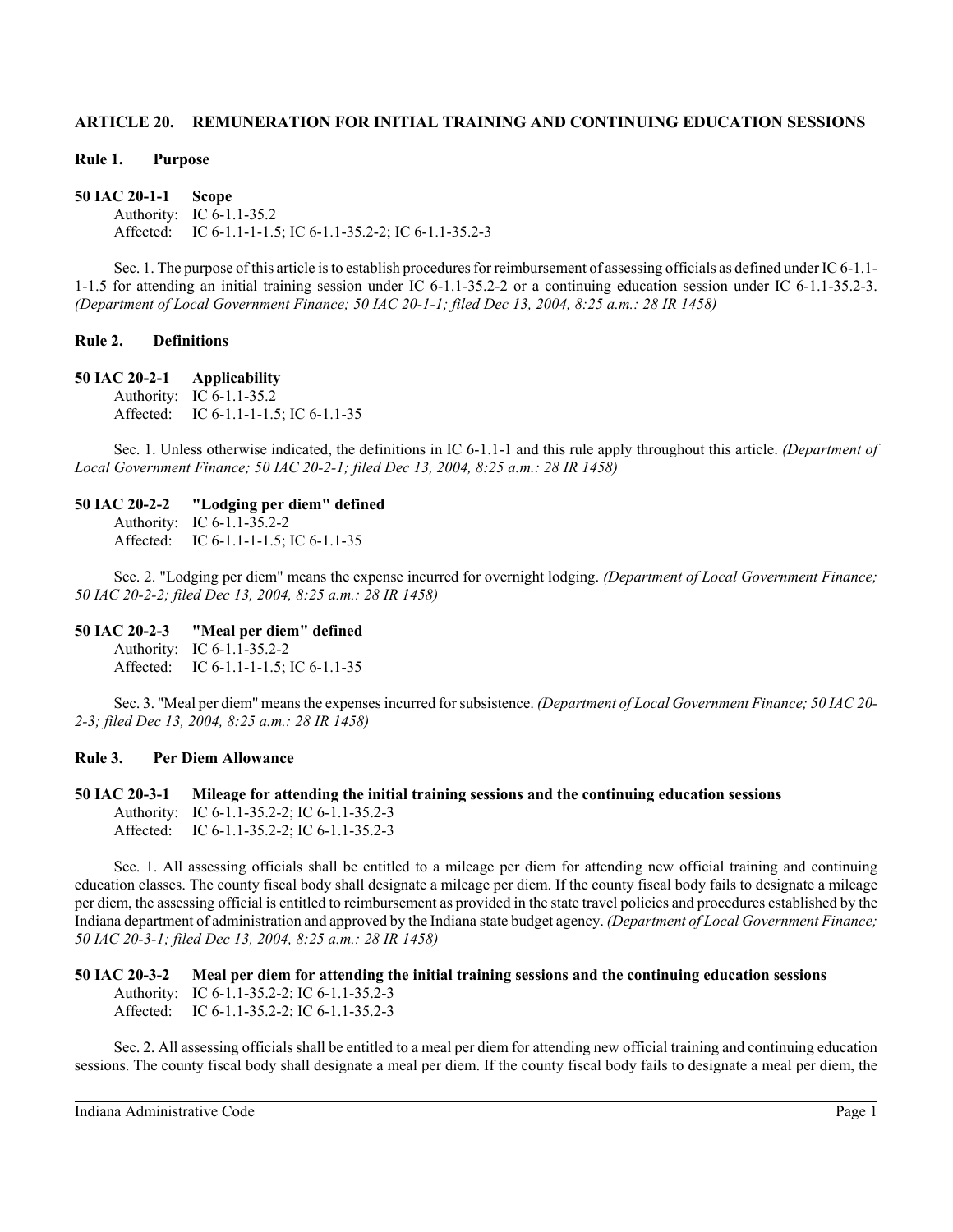## ARTICLE 20. REMUNERATION FOR INITIAL TRAINING AND CONTINUING EDUCATION SESSIONS

### Rule 1. Purpose

**50 IAC 20-1-1 Scope**

Authority: IC 6-1.1-35.2
Affected: IC 6-1.1-1-1.5; IC 6-1.1-35.2-2; IC 6-1.1-35.2-3

Sec. 1. The purpose of this article is to establish procedures for reimbursement of assessing officials as defined under IC 6-1.1-1-1.5 for attending an initial training session under IC 6-1.1-35.2-2 or a continuing education session under IC 6-1.1-35.2-3. *(Department of Local Government Finance; 50 IAC 20-1-1; filed Dec 13, 2004, 8:25 a.m.: 28 IR 1458)*

### Rule 2. Definitions

**50 IAC 20-2-1 Applicability**

Authority: IC 6-1.1-35.2
Affected: IC 6-1.1-1-1.5; IC 6-1.1-35

Sec. 1. Unless otherwise indicated, the definitions in IC 6-1.1-1 and this rule apply throughout this article. *(Department of Local Government Finance; 50 IAC 20-2-1; filed Dec 13, 2004, 8:25 a.m.: 28 IR 1458)*

**50 IAC 20-2-2 "Lodging per diem" defined**

Authority: IC 6-1.1-35.2-2
Affected: IC 6-1.1-1-1.5; IC 6-1.1-35

Sec. 2. "Lodging per diem" means the expense incurred for overnight lodging. *(Department of Local Government Finance; 50 IAC 20-2-2; filed Dec 13, 2004, 8:25 a.m.: 28 IR 1458)*

**50 IAC 20-2-3 "Meal per diem" defined**

Authority: IC 6-1.1-35.2-2
Affected: IC 6-1.1-1-1.5; IC 6-1.1-35

Sec. 3. "Meal per diem" means the expenses incurred for subsistence. *(Department of Local Government Finance; 50 IAC 20-2-3; filed Dec 13, 2004, 8:25 a.m.: 28 IR 1458)*

### Rule 3. Per Diem Allowance

**50 IAC 20-3-1 Mileage for attending the initial training sessions and the continuing education sessions**

Authority: IC 6-1.1-35.2-2; IC 6-1.1-35.2-3
Affected: IC 6-1.1-35.2-2; IC 6-1.1-35.2-3

Sec. 1. All assessing officials shall be entitled to a mileage per diem for attending new official training and continuing education classes. The county fiscal body shall designate a mileage per diem. If the county fiscal body fails to designate a mileage per diem, the assessing official is entitled to reimbursement as provided in the state travel policies and procedures established by the Indiana department of administration and approved by the Indiana state budget agency. *(Department of Local Government Finance; 50 IAC 20-3-1; filed Dec 13, 2004, 8:25 a.m.: 28 IR 1458)*

**50 IAC 20-3-2 Meal per diem for attending the initial training sessions and the continuing education sessions**

Authority: IC 6-1.1-35.2-2; IC 6-1.1-35.2-3
Affected: IC 6-1.1-35.2-2; IC 6-1.1-35.2-3

Sec. 2. All assessing officials shall be entitled to a meal per diem for attending new official training and continuing education sessions. The county fiscal body shall designate a meal per diem. If the county fiscal body fails to designate a meal per diem, the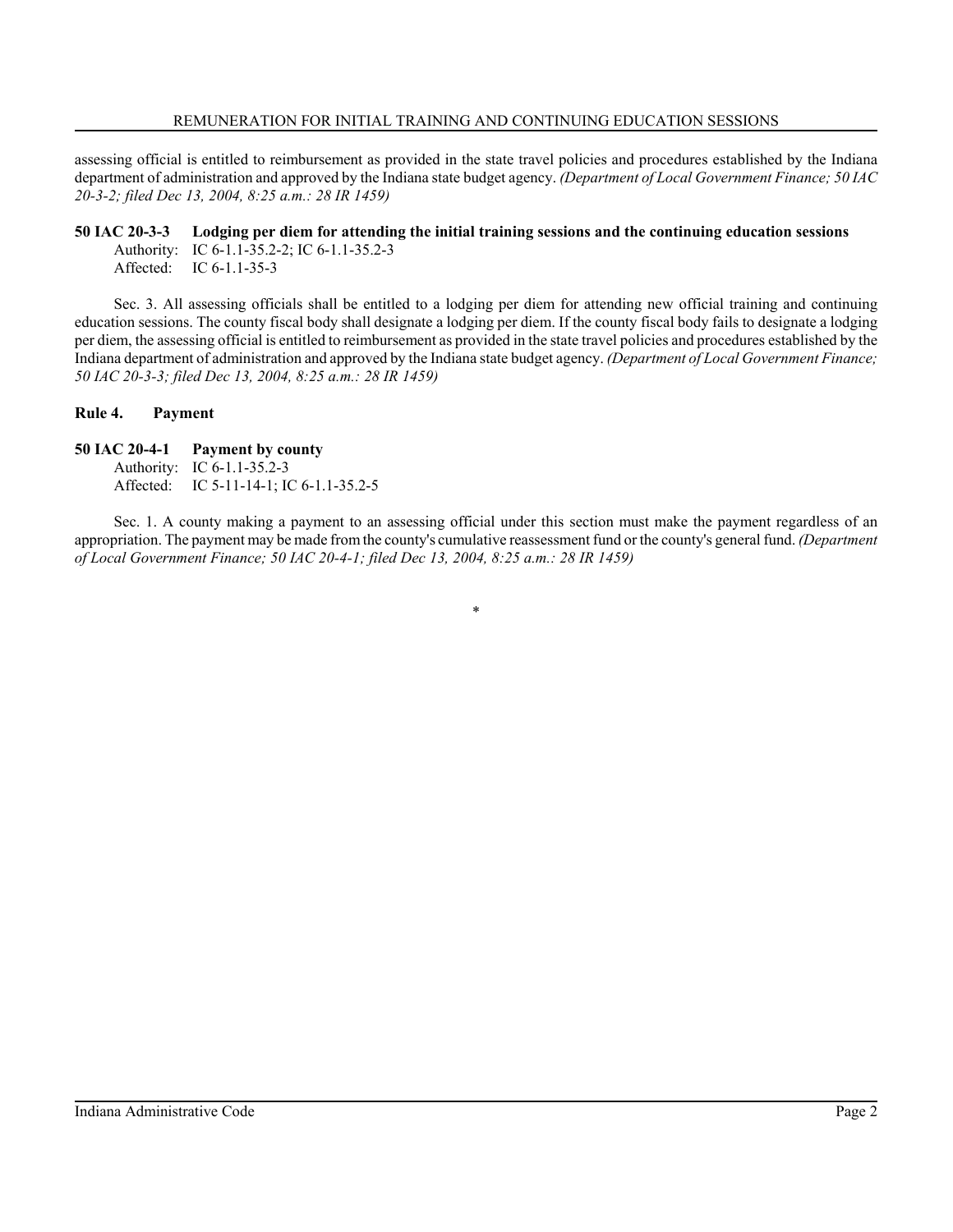assessing official is entitled to reimbursement as provided in the state travel policies and procedures established by the Indiana department of administration and approved by the Indiana state budget agency. *(Department of Local Government Finance; 50 IAC 20-3-2; filed Dec 13, 2004, 8:25 a.m.: 28 IR 1459)*

**50 IAC 20-3-3 Lodging per diem for attending the initial training sessions and the continuing education sessions**

Authority: IC 6-1.1-35.2-2; IC 6-1.1-35.2-3
Affected: IC 6-1.1-35-3

Sec. 3. All assessing officials shall be entitled to a lodging per diem for attending new official training and continuing education sessions. The county fiscal body shall designate a lodging per diem. If the county fiscal body fails to designate a lodging per diem, the assessing official is entitled to reimbursement as provided in the state travel policies and procedures established by the Indiana department of administration and approved by the Indiana state budget agency. *(Department of Local Government Finance; 50 IAC 20-3-3; filed Dec 13, 2004, 8:25 a.m.: 28 IR 1459)*

## Rule 4. Payment

**50 IAC 20-4-1 Payment by county**

Authority: IC 6-1.1-35.2-3
Affected: IC 5-11-14-1; IC 6-1.1-35.2-5

Sec. 1. A county making a payment to an assessing official under this section must make the payment regardless of an appropriation. The payment may be made from the county's cumulative reassessment fund or the county's general fund. *(Department of Local Government Finance; 50 IAC 20-4-1; filed Dec 13, 2004, 8:25 a.m.: 28 IR 1459)*

*